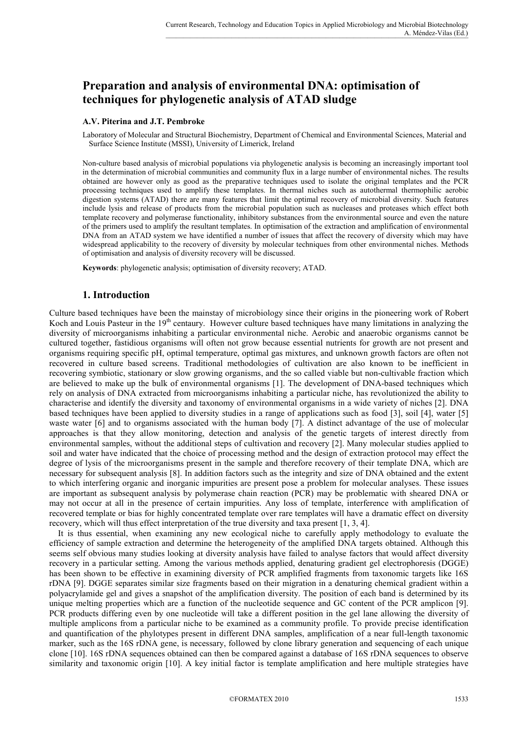# Preparation and analysis of environmental DNA: optimisation of techniques for phylogenetic analysis of ATAD sludge

**A.V. Piterina and J.T. Pembroke**

Laboratory of Molecular and Structural Biochemistry, Department of Chemical and Environmental Sciences, Material and Surface Science Institute (MSSI), University of Limerick, Ireland

Non-culture based analysis of microbial populations via phylogenetic analysis is becoming an increasingly important tool in the determination of microbial communities and community flux in a large number of environmental niches. The results obtained are however only as good as the preparative techniques used to isolate the original templates and the PCR processing techniques used to amplify these templates. In thermal niches such as autothermal thermophilic aerobic digestion systems (ATAD) there are many features that limit the optimal recovery of microbial diversity. Such features include lysis and release of products from the microbial population such as nucleases and proteases which effect both template recovery and polymerase functionality, inhibitory substances from the environmental source and even the nature of the primers used to amplify the resultant templates. In optimisation of the extraction and amplification of environmental DNA from an ATAD system we have identified a number of issues that affect the recovery of diversity which may have widespread applicability to the recovery of diversity by molecular techniques from other environmental niches. Methods of optimisation and analysis of diversity recovery will be discussed.

**Keywords**: phylogenetic analysis; optimisation of diversity recovery; ATAD.

## 1. Introduction

Culture based techniques have been the mainstay of microbiology since their origins in the pioneering work of Robert Koch and Louis Pasteur in the 19th centaury. However culture based techniques have many limitations in analyzing the diversity of microorganisms inhabiting a particular environmental niche. Aerobic and anaerobic organisms cannot be cultured together, fastidious organisms will often not grow because essential nutrients for growth are not present and organisms requiring specific pH, optimal temperature, optimal gas mixtures, and unknown growth factors are often not recovered in culture based screens. Traditional methodologies of cultivation are also known to be inefficient in recovering symbiotic, stationary or slow growing organisms, and the so called viable but non-cultivable fraction which are believed to make up the bulk of environmental organisms [1]. The development of DNA-based techniques which rely on analysis of DNA extracted from microorganisms inhabiting a particular niche, has revolutionized the ability to characterise and identify the diversity and taxonomy of environmental organisms in a wide variety of niches [2]. DNA based techniques have been applied to diversity studies in a range of applications such as food [3], soil [4], water [5] waste water [6] and to organisms associated with the human body [7]. A distinct advantage of the use of molecular approaches is that they allow monitoring, detection and analysis of the genetic targets of interest directly from environmental samples, without the additional steps of cultivation and recovery [2]. Many molecular studies applied to soil and water have indicated that the choice of processing method and the design of extraction protocol may effect the degree of lysis of the microorganisms present in the sample and therefore recovery of their template DNA, which are necessary for subsequent analysis [8]. In addition factors such as the integrity and size of DNA obtained and the extent to which interfering organic and inorganic impurities are present pose a problem for molecular analyses. These issues are important as subsequent analysis by polymerase chain reaction (PCR) may be problematic with sheared DNA or may not occur at all in the presence of certain impurities. Any loss of template, interference with amplification of recovered template or bias for highly concentrated template over rare templates will have a dramatic effect on diversity recovery, which will thus effect interpretation of the true diversity and taxa present [1, 3, 4].

It is thus essential, when examining any new ecological niche to carefully apply methodology to evaluate the efficiency of sample extraction and determine the heterogeneity of the amplified DNA targets obtained. Although this seems self obvious many studies looking at diversity analysis have failed to analyse factors that would affect diversity recovery in a particular setting. Among the various methods applied, denaturing gradient gel electrophoresis (DGGE) has been shown to be effective in examining diversity of PCR amplified fragments from taxonomic targets like 16S rDNA [9]. DGGE separates similar size fragments based on their migration in a denaturing chemical gradient within a polyacrylamide gel and gives a snapshot of the amplification diversity. The position of each band is determined by its unique melting properties which are a function of the nucleotide sequence and GC content of the PCR amplicon [9]. PCR products differing even by one nucleotide will take a different position in the gel lane allowing the diversity of multiple amplicons from a particular niche to be examined as a community profile. To provide precise identification and quantification of the phylotypes present in different DNA samples, amplification of a near full-length taxonomic marker, such as the 16S rDNA gene, is necessary, followed by clone library generation and sequencing of each unique clone [10]. 16S rDNA sequences obtained can then be compared against a database of 16S rDNA sequences to observe similarity and taxonomic origin [10]. A key initial factor is template amplification and here multiple strategies have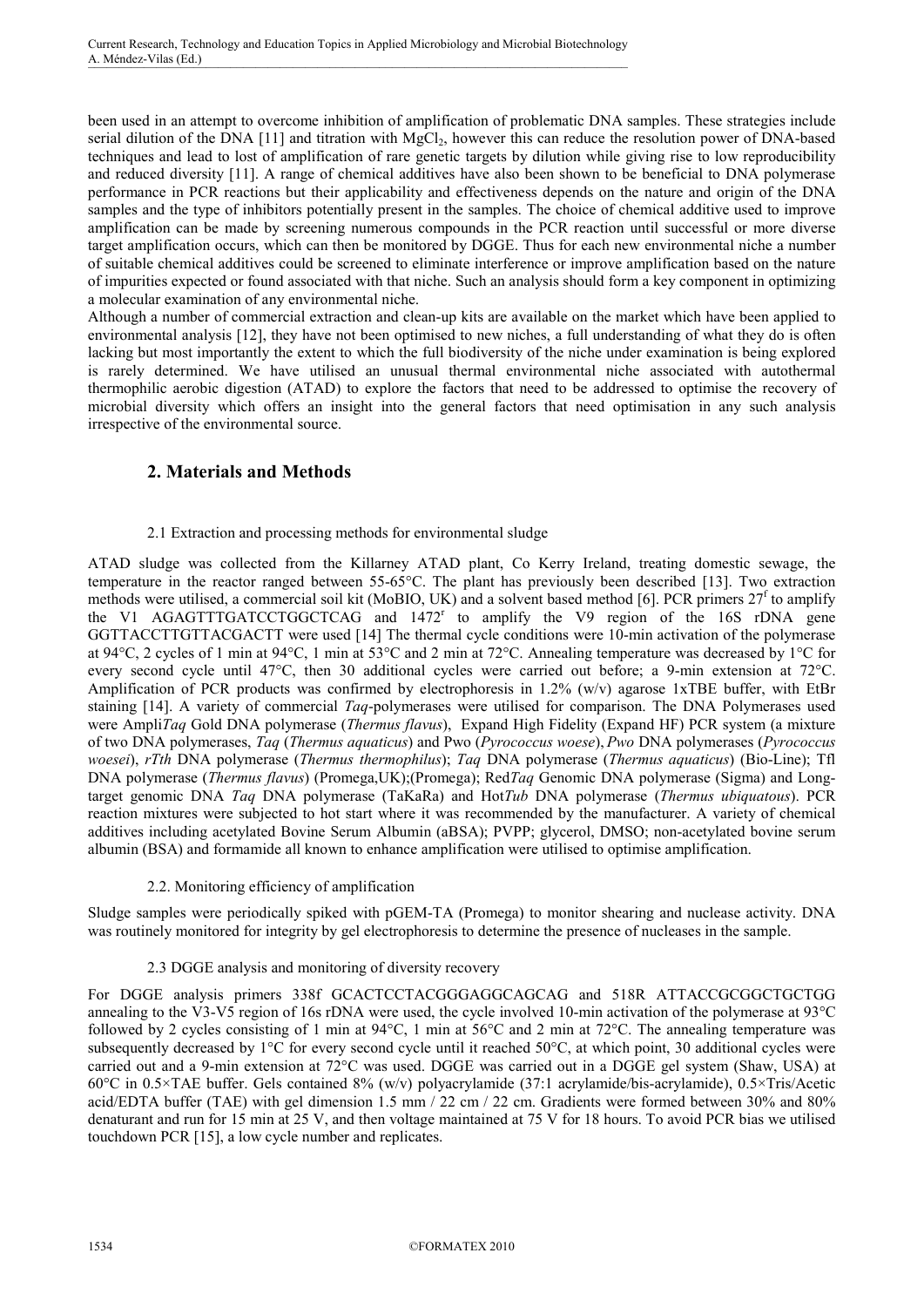been used in an attempt to overcome inhibition of amplification of problematic DNA samples. These strategies include serial dilution of the DNA [11] and titration with $MgCl_2$, however this can reduce the resolution power of DNA-based techniques and lead to lost of amplification of rare genetic targets by dilution while giving rise to low reproducibility and reduced diversity [11]. A range of chemical additives have also been shown to be beneficial to DNA polymerase performance in PCR reactions but their applicability and effectiveness depends on the nature and origin of the DNA samples and the type of inhibitors potentially present in the samples. The choice of chemical additive used to improve amplification can be made by screening numerous compounds in the PCR reaction until successful or more diverse target amplification occurs, which can then be monitored by DGGE. Thus for each new environmental niche a number of suitable chemical additives could be screened to eliminate interference or improve amplification based on the nature of impurities expected or found associated with that niche. Such an analysis should form a key component in optimizing a molecular examination of any environmental niche.

Although a number of commercial extraction and clean-up kits are available on the market which have been applied to environmental analysis [12], they have not been optimised to new niches, a full understanding of what they do is often lacking but most importantly the extent to which the full biodiversity of the niche under examination is being explored is rarely determined. We have utilised an unusual thermal environmental niche associated with autothermal thermophilic aerobic digestion (ATAD) to explore the factors that need to be addressed to optimise the recovery of microbial diversity which offers an insight into the general factors that need optimisation in any such analysis irrespective of the environmental source.

## 2. Materials and Methods

### 2.1 Extraction and processing methods for environmental sludge

ATAD sludge was collected from the Killarney ATAD plant, Co Kerry Ireland, treating domestic sewage, the temperature in the reactor ranged between 55-65°C. The plant has previously been described [13]. Two extraction methods were utilised, a commercial soil kit (MoBIO, UK) and a solvent based method [6]. PCR primers 27$^f$ to amplify the V1 AGAGTTTGATCCTGGCTCAG and 1472$^r$ to amplify the V9 region of the 16S rDNA gene GGTTACCTTGTTACGACTT were used [14] The thermal cycle conditions were 10-min activation of the polymerase at 94°C, 2 cycles of 1 min at 94°C, 1 min at 53°C and 2 min at 72°C. Annealing temperature was decreased by 1°C for every second cycle until 47°C, then 30 additional cycles were carried out before; a 9-min extension at 72°C. Amplification of PCR products was confirmed by electrophoresis in 1.2% (w/v) agarose 1xTBE buffer, with EtBr staining [14]. A variety of commercial *Taq*-polymerases were utilised for comparison. The DNA Polymerases used were Ampli*Taq* Gold DNA polymerase (*Thermus flavus*), Expand High Fidelity (Expand HF) PCR system (a mixture of two DNA polymerases, *Taq* (*Thermus aquaticus*) and Pwo (*Pyrococcus woese*), *Pwo* DNA polymerases (*Pyrococcus woesei*), *rTth* DNA polymerase (*Thermus thermophilus*); *Taq* DNA polymerase (*Thermus aquaticus*) (Bio-Line); Tfl DNA polymerase (*Thermus flavus*) (Promega,UK);(Promega); Red*Taq* Genomic DNA polymerase (Sigma) and Long-target genomic DNA *Taq* DNA polymerase (TaKaRa) and Hot*Tub* DNA polymerase (*Thermus ubiquatous*). PCR reaction mixtures were subjected to hot start where it was recommended by the manufacturer. A variety of chemical additives including acetylated Bovine Serum Albumin (aBSA); PVPP; glycerol, DMSO; non-acetylated bovine serum albumin (BSA) and formamide all known to enhance amplification were utilised to optimise amplification.

### 2.2. Monitoring efficiency of amplification

Sludge samples were periodically spiked with pGEM-TA (Promega) to monitor shearing and nuclease activity. DNA was routinely monitored for integrity by gel electrophoresis to determine the presence of nucleases in the sample.

### 2.3 DGGE analysis and monitoring of diversity recovery

For DGGE analysis primers 338f GCACTCCTACGGGAGGCAGCAG and 518R ATTACCGCGGCTGCTGG annealing to the V3-V5 region of 16s rDNA were used, the cycle involved 10-min activation of the polymerase at 93°C followed by 2 cycles consisting of 1 min at 94°C, 1 min at 56°C and 2 min at 72°C. The annealing temperature was subsequently decreased by 1°C for every second cycle until it reached 50°C, at which point, 30 additional cycles were carried out and a 9-min extension at 72°C was used. DGGE was carried out in a DGGE gel system (Shaw, USA) at 60°C in 0.5×TAE buffer. Gels contained 8% (w/v) polyacrylamide (37:1 acrylamide/bis-acrylamide), 0.5×Tris/Acetic acid/EDTA buffer (TAE) with gel dimension 1.5 mm / 22 cm / 22 cm. Gradients were formed between 30% and 80% denaturant and run for 15 min at 25 V, and then voltage maintained at 75 V for 18 hours. To avoid PCR bias we utilised touchdown PCR [15], a low cycle number and replicates.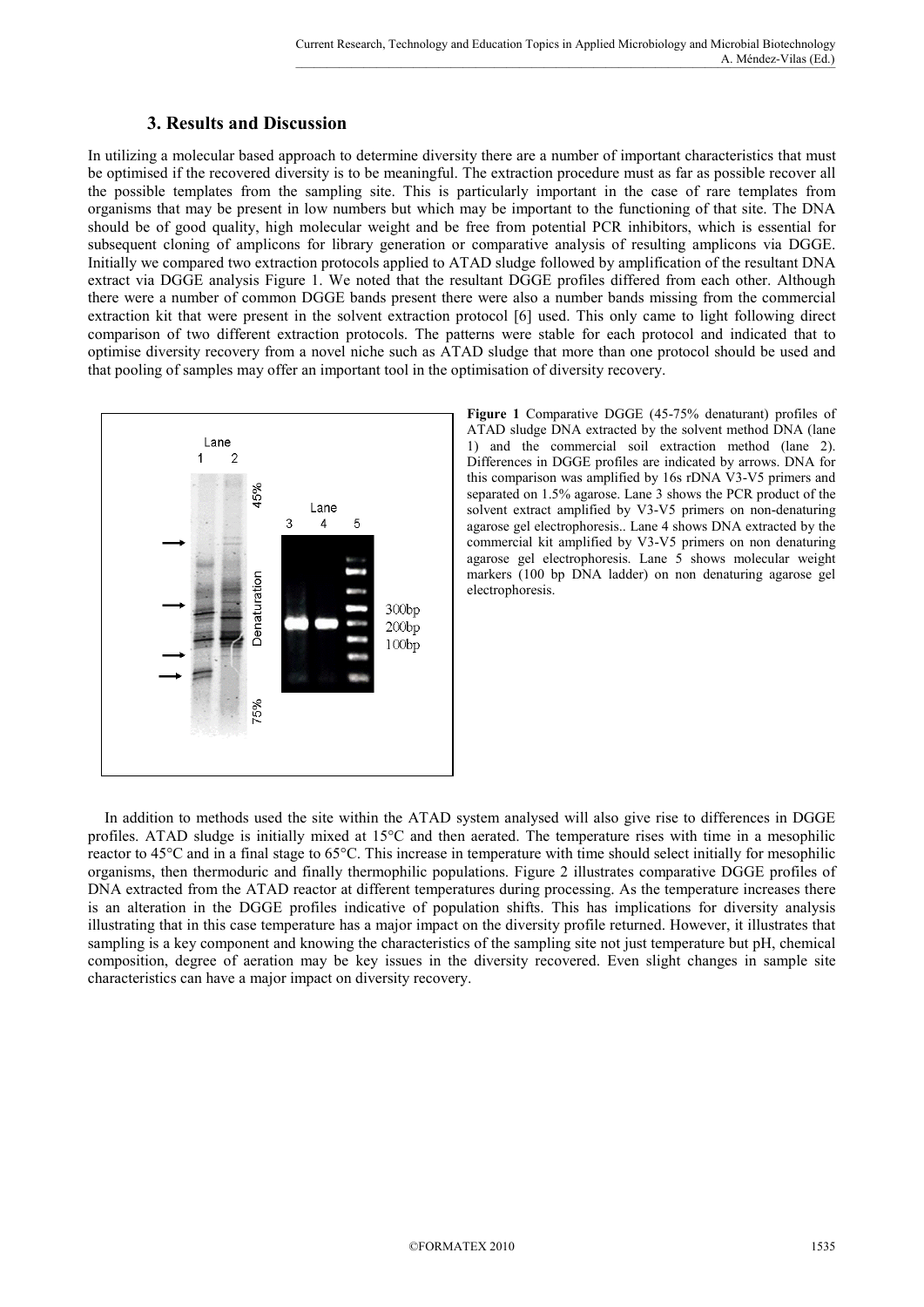## 3. Results and Discussion

In utilizing a molecular based approach to determine diversity there are a number of important characteristics that must be optimised if the recovered diversity is to be meaningful. The extraction procedure must as far as possible recover all the possible templates from the sampling site. This is particularly important in the case of rare templates from organisms that may be present in low numbers but which may be important to the functioning of that site. The DNA should be of good quality, high molecular weight and be free from potential PCR inhibitors, which is essential for subsequent cloning of amplicons for library generation or comparative analysis of resulting amplicons via DGGE. Initially we compared two extraction protocols applied to ATAD sludge followed by amplification of the resultant DNA extract via DGGE analysis Figure 1. We noted that the resultant DGGE profiles differed from each other. Although there were a number of common DGGE bands present there were also a number bands missing from the commercial extraction kit that were present in the solvent extraction protocol [6] used. This only came to light following direct comparison of two different extraction protocols. The patterns were stable for each protocol and indicated that to optimise diversity recovery from a novel niche such as ATAD sludge that more than one protocol should be used and that pooling of samples may offer an important tool in the optimisation of diversity recovery.

**Figure 1** Comparative DGGE (45-75% denaturant) profiles of ATAD sludge DNA extracted by the solvent method DNA (lane 1) and the commercial soil extraction method (lane 2). Differences in DGGE profiles are indicated by arrows. DNA for this comparison was amplified by 16s rDNA V3-V5 primers and separated on 1.5% agarose. Lane 3 shows the PCR product of the solvent extract amplified by V3-V5 primers on non-denaturing agarose gel electrophoresis.. Lane 4 shows DNA extracted by the commercial kit amplified by V3-V5 primers on non denaturing agarose gel electrophoresis. Lane 5 shows molecular weight markers (100 bp DNA ladder) on non denaturing agarose gel electrophoresis.

In addition to methods used the site within the ATAD system analysed will also give rise to differences in DGGE profiles. ATAD sludge is initially mixed at 15°C and then aerated. The temperature rises with time in a mesophilic reactor to 45°C and in a final stage to 65°C. This increase in temperature with time should select initially for mesophilic organisms, then thermoduric and finally thermophilic populations. Figure 2 illustrates comparative DGGE profiles of DNA extracted from the ATAD reactor at different temperatures during processing. As the temperature increases there is an alteration in the DGGE profiles indicative of population shifts. This has implications for diversity analysis illustrating that in this case temperature has a major impact on the diversity profile returned. However, it illustrates that sampling is a key component and knowing the characteristics of the sampling site not just temperature but pH, chemical composition, degree of aeration may be key issues in the diversity recovered. Even slight changes in sample site characteristics can have a major impact on diversity recovery.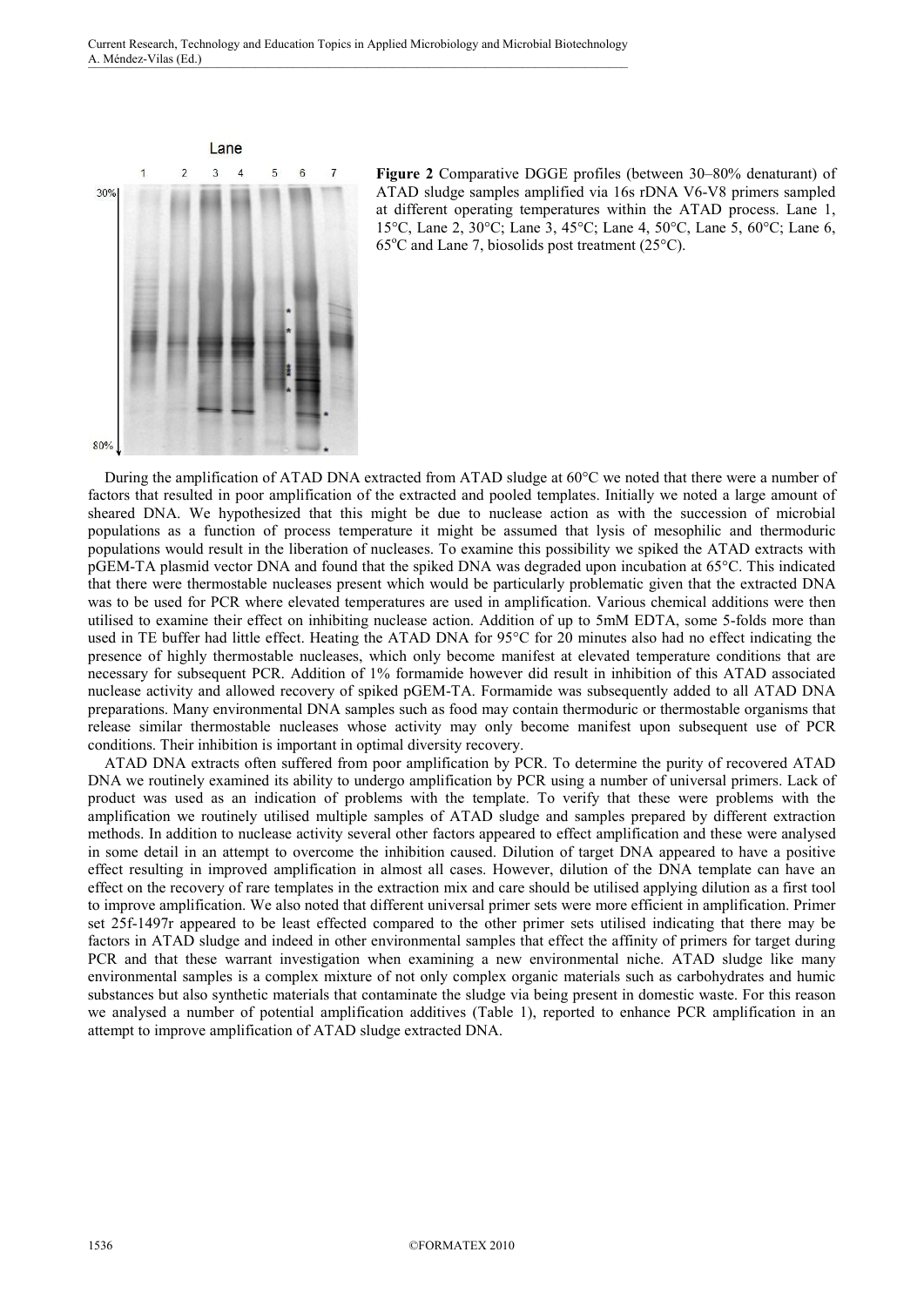**Figure 2** Comparative DGGE profiles (between 30–80% denaturant) of ATAD sludge samples amplified via 16s rDNA V6-V8 primers sampled at different operating temperatures within the ATAD process. Lane 1, 15°C, Lane 2, 30°C; Lane 3, 45°C; Lane 4, 50°C, Lane 5, 60°C; Lane 6, 65°C and Lane 7, biosolids post treatment (25°C).

During the amplification of ATAD DNA extracted from ATAD sludge at 60°C we noted that there were a number of factors that resulted in poor amplification of the extracted and pooled templates. Initially we noted a large amount of sheared DNA. We hypothesized that this might be due to nuclease action as with the succession of microbial populations as a function of process temperature it might be assumed that lysis of mesophilic and thermoduric populations would result in the liberation of nucleases. To examine this possibility we spiked the ATAD extracts with pGEM-TA plasmid vector DNA and found that the spiked DNA was degraded upon incubation at 65°C. This indicated that there were thermostable nucleases present which would be particularly problematic given that the extracted DNA was to be used for PCR where elevated temperatures are used in amplification. Various chemical additions were then utilised to examine their effect on inhibiting nuclease action. Addition of up to 5mM EDTA, some 5-folds more than used in TE buffer had little effect. Heating the ATAD DNA for 95°C for 20 minutes also had no effect indicating the presence of highly thermostable nucleases, which only become manifest at elevated temperature conditions that are necessary for subsequent PCR. Addition of 1% formamide however did result in inhibition of this ATAD associated nuclease activity and allowed recovery of spiked pGEM-TA. Formamide was subsequently added to all ATAD DNA preparations. Many environmental DNA samples such as food may contain thermoduric or thermostable organisms that release similar thermostable nucleases whose activity may only become manifest upon subsequent use of PCR conditions. Their inhibition is important in optimal diversity recovery.

ATAD DNA extracts often suffered from poor amplification by PCR. To determine the purity of recovered ATAD DNA we routinely examined its ability to undergo amplification by PCR using a number of universal primers. Lack of product was used as an indication of problems with the template. To verify that these were problems with the amplification we routinely utilised multiple samples of ATAD sludge and samples prepared by different extraction methods. In addition to nuclease activity several other factors appeared to effect amplification and these were analysed in some detail in an attempt to overcome the inhibition caused. Dilution of target DNA appeared to have a positive effect resulting in improved amplification in almost all cases. However, dilution of the DNA template can have an effect on the recovery of rare templates in the extraction mix and care should be utilised applying dilution as a first tool to improve amplification. We also noted that different universal primer sets were more efficient in amplification. Primer set 25f-1497r appeared to be least effected compared to the other primer sets utilised indicating that there may be factors in ATAD sludge and indeed in other environmental samples that effect the affinity of primers for target during PCR and that these warrant investigation when examining a new environmental niche. ATAD sludge like many environmental samples is a complex mixture of not only complex organic materials such as carbohydrates and humic substances but also synthetic materials that contaminate the sludge via being present in domestic waste. For this reason we analysed a number of potential amplification additives (Table 1), reported to enhance PCR amplification in an attempt to improve amplification of ATAD sludge extracted DNA.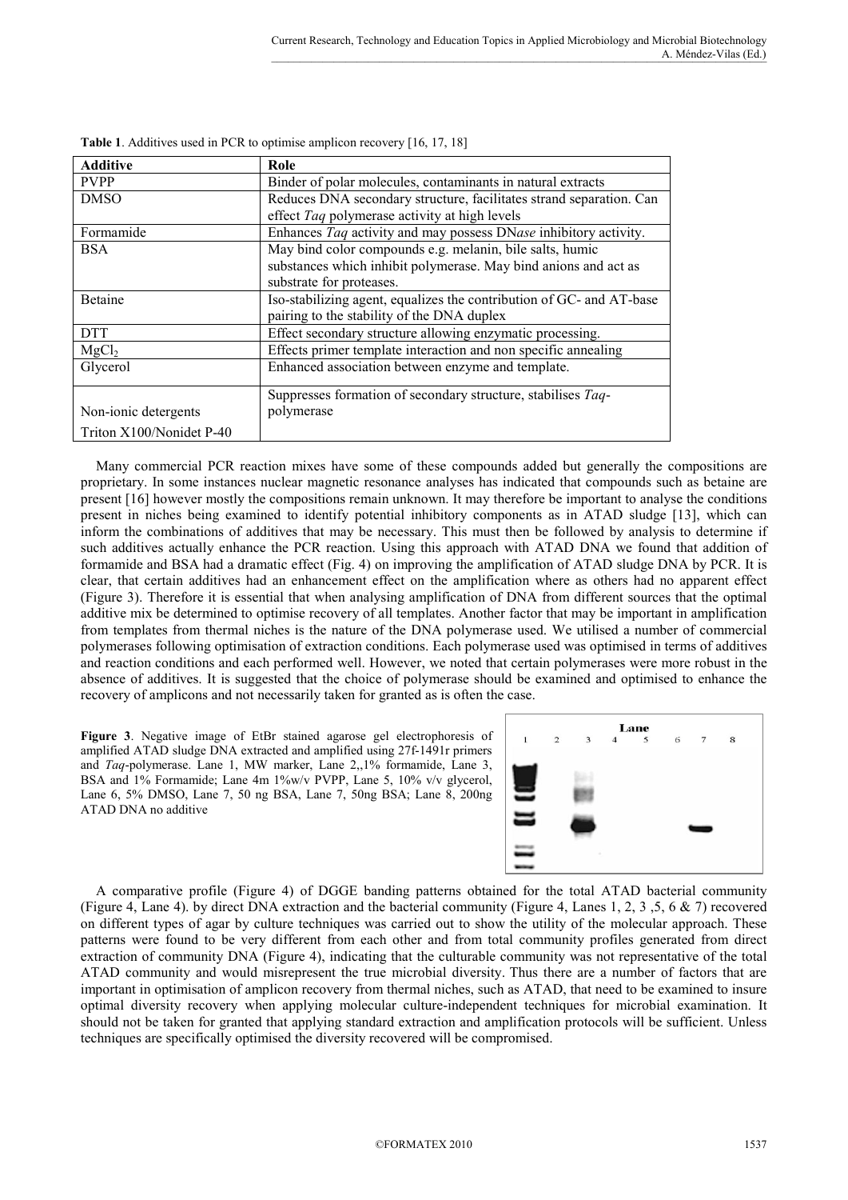**Table 1**. Additives used in PCR to optimise amplicon recovery [16, 17, 18]

| Additive | Role |
|---|---|
| PVPP | Binder of polar molecules, contaminants in natural extracts |
| DMSO | Reduces DNA secondary structure, facilitates strand separation. Can effect *Taq* polymerase activity at high levels |
| Formamide | Enhances *Taq* activity and may possess DN*ase* inhibitory activity. |
| BSA | May bind color compounds e.g. melanin, bile salts, humic substances which inhibit polymerase. May bind anions and act as substrate for proteases. |
| Betaine | Iso-stabilizing agent, equalizes the contribution of GC- and AT-base pairing to the stability of the DNA duplex |
| DTT | Effect secondary structure allowing enzymatic processing. |
| $MgCl_2$ | Effects primer template interaction and non specific annealing |
| Glycerol | Enhanced association between enzyme and template. |
| Non-ionic detergents Triton X100/Nonidet P-40 | Suppresses formation of secondary structure, stabilises *Taq*-polymerase |

Many commercial PCR reaction mixes have some of these compounds added but generally the compositions are proprietary. In some instances nuclear magnetic resonance analyses has indicated that compounds such as betaine are present [16] however mostly the compositions remain unknown. It may therefore be important to analyse the conditions present in niches being examined to identify potential inhibitory components as in ATAD sludge [13], which can inform the combinations of additives that may be necessary. This must then be followed by analysis to determine if such additives actually enhance the PCR reaction. Using this approach with ATAD DNA we found that addition of formamide and BSA had a dramatic effect (Fig. 4) on improving the amplification of ATAD sludge DNA by PCR. It is clear, that certain additives had an enhancement effect on the amplification where as others had no apparent effect (Figure 3). Therefore it is essential that when analysing amplification of DNA from different sources that the optimal additive mix be determined to optimise recovery of all templates. Another factor that may be important in amplification from templates from thermal niches is the nature of the DNA polymerase used. We utilised a number of commercial polymerases following optimisation of extraction conditions. Each polymerase used was optimised in terms of additives and reaction conditions and each performed well. However, we noted that certain polymerases were more robust in the absence of additives. It is suggested that the choice of polymerase should be examined and optimised to enhance the recovery of amplicons and not necessarily taken for granted as is often the case.

**Figure 3**. Negative image of EtBr stained agarose gel electrophoresis of amplified ATAD sludge DNA extracted and amplified using 27f-1491r primers and *Taq*-polymerase. Lane 1, MW marker, Lane 2,,1% formamide, Lane 3, BSA and 1% Formamide; Lane 4m 1%w/v PVPP, Lane 5, 10% v/v glycerol, Lane 6, 5% DMSO, Lane 7, 50 ng BSA, Lane 7, 50ng BSA; Lane 8, 200ng ATAD DNA no additive

A comparative profile (Figure 4) of DGGE banding patterns obtained for the total ATAD bacterial community (Figure 4, Lane 4). by direct DNA extraction and the bacterial community (Figure 4, Lanes 1, 2, 3 ,5, 6 & 7) recovered on different types of agar by culture techniques was carried out to show the utility of the molecular approach. These patterns were found to be very different from each other and from total community profiles generated from direct extraction of community DNA (Figure 4), indicating that the culturable community was not representative of the total ATAD community and would misrepresent the true microbial diversity. Thus there are a number of factors that are important in optimisation of amplicon recovery from thermal niches, such as ATAD, that need to be examined to insure optimal diversity recovery when applying molecular culture-independent techniques for microbial examination. It should not be taken for granted that applying standard extraction and amplification protocols will be sufficient. Unless techniques are specifically optimised the diversity recovered will be compromised.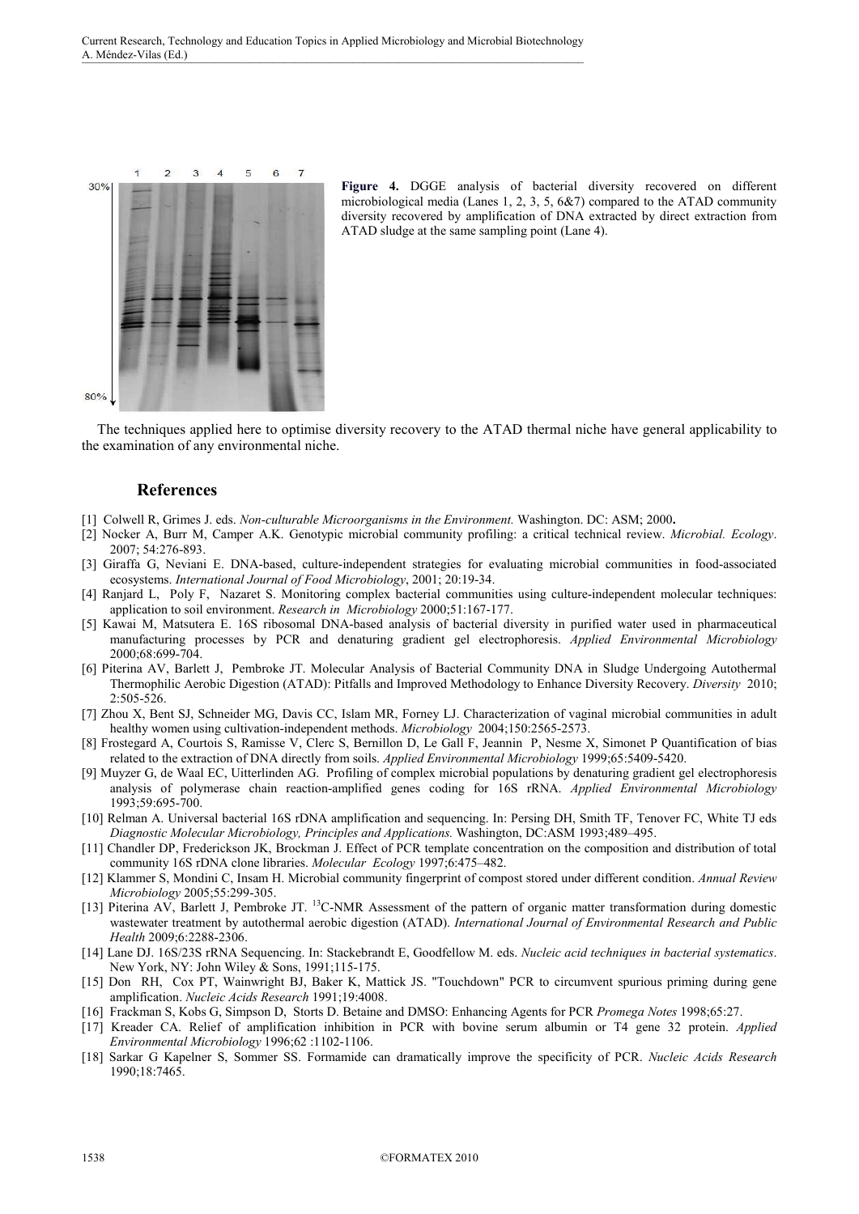1 2 3 4 5 6 7

30%

80%

**Figure 4.** DGGE analysis of bacterial diversity recovered on different microbiological media (Lanes 1, 2, 3, 5, 6&7) compared to the ATAD community diversity recovered by amplification of DNA extracted by direct extraction from ATAD sludge at the same sampling point (Lane 4).

The techniques applied here to optimise diversity recovery to the ATAD thermal niche have general applicability to the examination of any environmental niche.

## References

[1] Colwell R, Grimes J. eds. *Non-culturable Microorganisms in the Environment.* Washington. DC: ASM; 2000**.**

[2] Nocker A, Burr M, Camper A.K. Genotypic microbial community profiling: a critical technical review. *Microbial. Ecology*. 2007; 54:276-893.

[3] Giraffa G, Neviani E. DNA-based, culture-independent strategies for evaluating microbial communities in food-associated ecosystems. *International Journal of Food Microbiology*, 2001; 20:19-34.

[4] Ranjard L, Poly F, Nazaret S. Monitoring complex bacterial communities using culture-independent molecular techniques: application to soil environment. *Research in Microbiology* 2000;51:167-177.

[5] Kawai M, Matsutera E. 16S ribosomal DNA-based analysis of bacterial diversity in purified water used in pharmaceutical manufacturing processes by PCR and denaturing gradient gel electrophoresis. *Applied Environmental Microbiology* 2000;68:699-704.

[6] Piterina AV, Barlett J, Pembroke JT. Molecular Analysis of Bacterial Community DNA in Sludge Undergoing Autothermal Thermophilic Aerobic Digestion (ATAD): Pitfalls and Improved Methodology to Enhance Diversity Recovery. *Diversity* 2010; 2:505-526.

[7] Zhou X, Bent SJ, Schneider MG, Davis CC, Islam MR, Forney LJ. Characterization of vaginal microbial communities in adult healthy women using cultivation-independent methods. *Microbiology* 2004;150:2565-2573.

[8] Frostegard A, Courtois S, Ramisse V, Clerc S, Bernillon D, Le Gall F, Jeannin P, Nesme X, Simonet P Quantification of bias related to the extraction of DNA directly from soils. *Applied Environmental Microbiology* 1999;65:5409-5420.

[9] Muyzer G, de Waal EC, Uitterlinden AG. Profiling of complex microbial populations by denaturing gradient gel electrophoresis analysis of polymerase chain reaction-amplified genes coding for 16S rRNA. *Applied Environmental Microbiology* 1993;59:695-700.

[10] Relman A. Universal bacterial 16S rDNA amplification and sequencing. In: Persing DH, Smith TF, Tenover FC, White TJ eds *Diagnostic Molecular Microbiology, Principles and Applications.* Washington, DC:ASM 1993;489–495.

[11] Chandler DP, Frederickson JK, Brockman J. Effect of PCR template concentration on the composition and distribution of total community 16S rDNA clone libraries. *Molecular Ecology* 1997;6:475–482.

[12] Klammer S, Mondini C, Insam H. Microbial community fingerprint of compost stored under different condition. *Annual Review Microbiology* 2005;55:299-305.

[13] Piterina AV, Barlett J, Pembroke JT. $^{13}$C-NMR Assessment of the pattern of organic matter transformation during domestic wastewater treatment by autothermal aerobic digestion (ATAD). *International Journal of Environmental Research and Public Health* 2009;6:2288-2306.

[14] Lane DJ. 16S/23S rRNA Sequencing. In: Stackebrandt E, Goodfellow M. eds. *Nucleic acid techniques in bacterial systematics*. New York, NY: John Wiley & Sons, 1991;115-175.

[15] Don RH, Cox PT, Wainwright BJ, Baker K, Mattick JS. "Touchdown" PCR to circumvent spurious priming during gene amplification. *Nucleic Acids Research* 1991;19:4008.

[16] Frackman S, Kobs G, Simpson D, Storts D. Betaine and DMSO: Enhancing Agents for PCR *Promega Notes* 1998;65:27.

[17] Kreader CA. Relief of amplification inhibition in PCR with bovine serum albumin or T4 gene 32 protein. *Applied Environmental Microbiology* 1996;62 :1102-1106.

[18] Sarkar G Kapelner S, Sommer SS. Formamide can dramatically improve the specificity of PCR. *Nucleic Acids Research* 1990;18:7465.